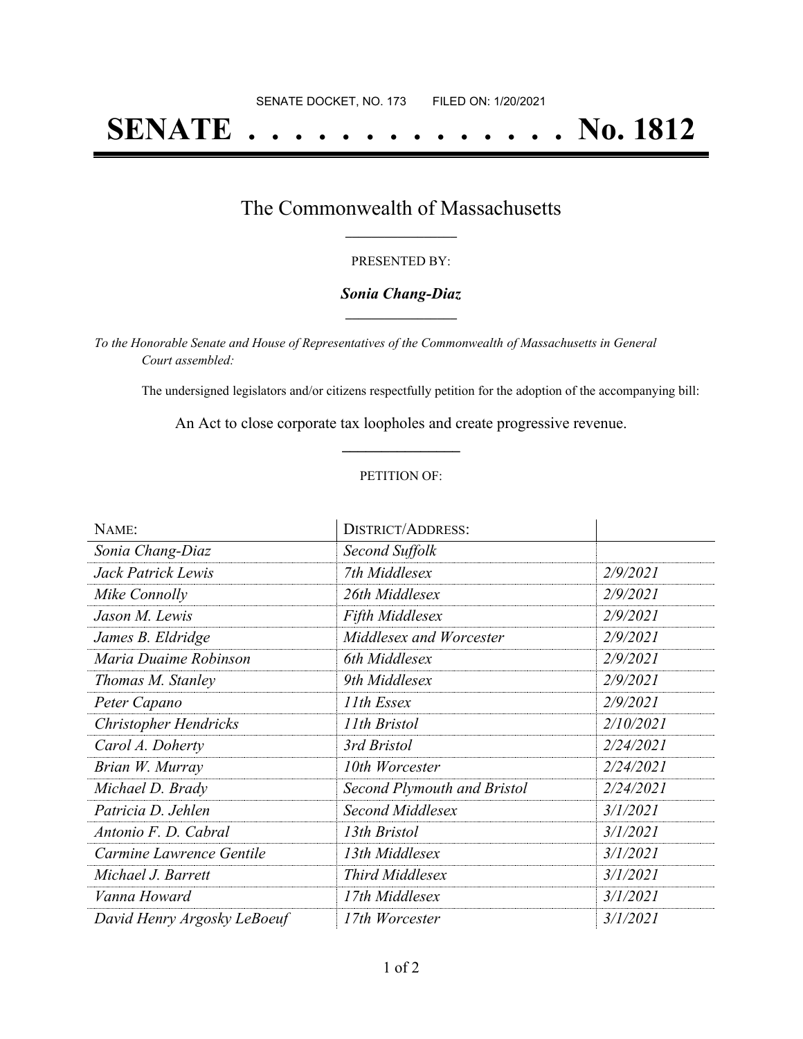SENATE DOCKET, NO. 173        FILED ON: 1/20/2021

# SENATE . . . . . . . . . . . . . . . No. 1812

## The Commonwealth of Massachusetts

PRESENTED BY:

***Sonia Chang-Diaz***

*To the Honorable Senate and House of Representatives of the Commonwealth of Massachusetts in General Court assembled:*

The undersigned legislators and/or citizens respectfully petition for the adoption of the accompanying bill:

An Act to close corporate tax loopholes and create progressive revenue.

PETITION OF:

| NAME: | DISTRICT/ADDRESS: | |
|---|---|---|
| *Sonia Chang-Diaz* | *Second Suffolk* | |
| *Jack Patrick Lewis* | *7th Middlesex* | *2/9/2021* |
| *Mike Connolly* | *26th Middlesex* | *2/9/2021* |
| *Jason M. Lewis* | *Fifth Middlesex* | *2/9/2021* |
| *James B. Eldridge* | *Middlesex and Worcester* | *2/9/2021* |
| *Maria Duaime Robinson* | *6th Middlesex* | *2/9/2021* |
| *Thomas M. Stanley* | *9th Middlesex* | *2/9/2021* |
| *Peter Capano* | *11th Essex* | *2/9/2021* |
| *Christopher Hendricks* | *11th Bristol* | *2/10/2021* |
| *Carol A. Doherty* | *3rd Bristol* | *2/24/2021* |
| *Brian W. Murray* | *10th Worcester* | *2/24/2021* |
| *Michael D. Brady* | *Second Plymouth and Bristol* | *2/24/2021* |
| *Patricia D. Jehlen* | *Second Middlesex* | *3/1/2021* |
| *Antonio F. D. Cabral* | *13th Bristol* | *3/1/2021* |
| *Carmine Lawrence Gentile* | *13th Middlesex* | *3/1/2021* |
| *Michael J. Barrett* | *Third Middlesex* | *3/1/2021* |
| *Vanna Howard* | *17th Middlesex* | *3/1/2021* |
| *David Henry Argosky LeBoeuf* | *17th Worcester* | *3/1/2021* |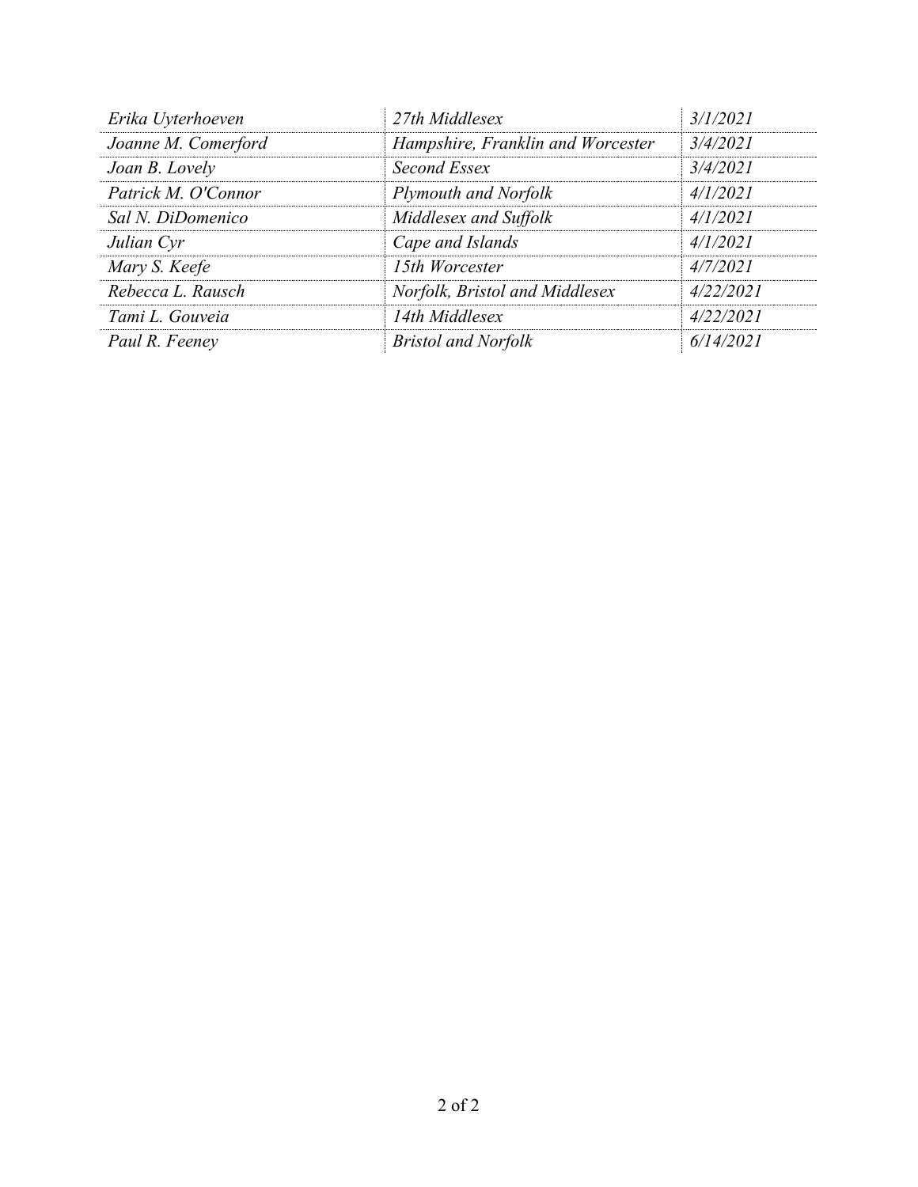| | | |
|---|---|---|
| *Erika Uyterhoeven* | *27th Middlesex* | *3/1/2021* |
| *Joanne M. Comerford* | *Hampshire, Franklin and Worcester* | *3/4/2021* |
| *Joan B. Lovely* | *Second Essex* | *3/4/2021* |
| *Patrick M. O'Connor* | *Plymouth and Norfolk* | *4/1/2021* |
| *Sal N. DiDomenico* | *Middlesex and Suffolk* | *4/1/2021* |
| *Julian Cyr* | *Cape and Islands* | *4/1/2021* |
| *Mary S. Keefe* | *15th Worcester* | *4/7/2021* |
| *Rebecca L. Rausch* | *Norfolk, Bristol and Middlesex* | *4/22/2021* |
| *Tami L. Gouveia* | *14th Middlesex* | *4/22/2021* |
| *Paul R. Feeney* | *Bristol and Norfolk* | *6/14/2021* |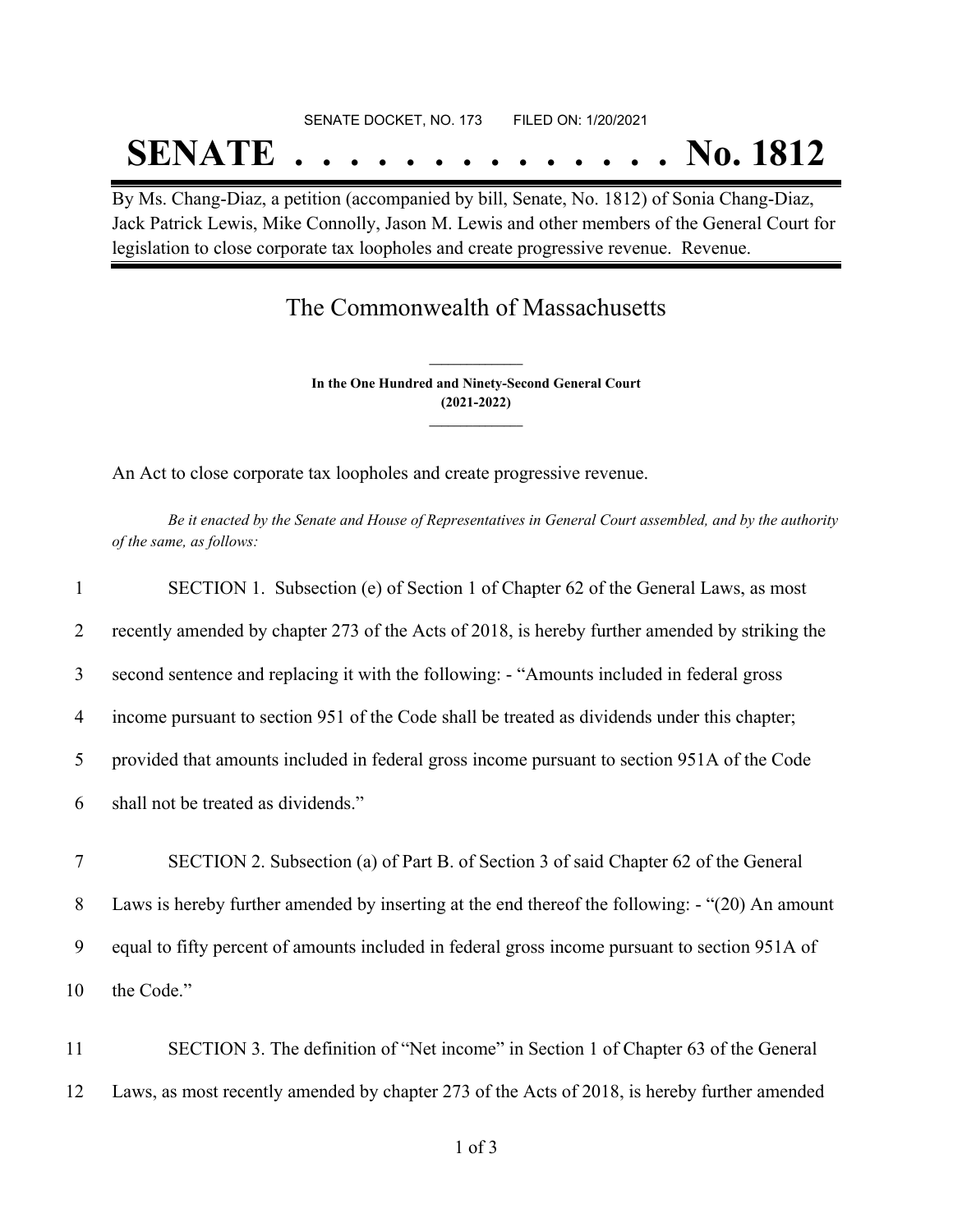SENATE DOCKET, NO. 173        FILED ON: 1/20/2021

# SENATE . . . . . . . . . . . . . . No. 1812

By Ms. Chang-Diaz, a petition (accompanied by bill, Senate, No. 1812) of Sonia Chang-Diaz, Jack Patrick Lewis, Mike Connolly, Jason M. Lewis and other members of the General Court for legislation to close corporate tax loopholes and create progressive revenue. Revenue.

## The Commonwealth of Massachusetts

**In the One Hundred and Ninety-Second General Court**
**(2021-2022)**

An Act to close corporate tax loopholes and create progressive revenue.

*Be it enacted by the Senate and House of Representatives in General Court assembled, and by the authority of the same, as follows:*

1 SECTION 1. Subsection (e) of Section 1 of Chapter 62 of the General Laws, as most
2 recently amended by chapter 273 of the Acts of 2018, is hereby further amended by striking the
3 second sentence and replacing it with the following: - "Amounts included in federal gross
4 income pursuant to section 951 of the Code shall be treated as dividends under this chapter;
5 provided that amounts included in federal gross income pursuant to section 951A of the Code
6 shall not be treated as dividends."

7 SECTION 2. Subsection (a) of Part B. of Section 3 of said Chapter 62 of the General
8 Laws is hereby further amended by inserting at the end thereof the following: - "(20) An amount
9 equal to fifty percent of amounts included in federal gross income pursuant to section 951A of
10 the Code."

11 SECTION 3. The definition of "Net income" in Section 1 of Chapter 63 of the General
12 Laws, as most recently amended by chapter 273 of the Acts of 2018, is hereby further amended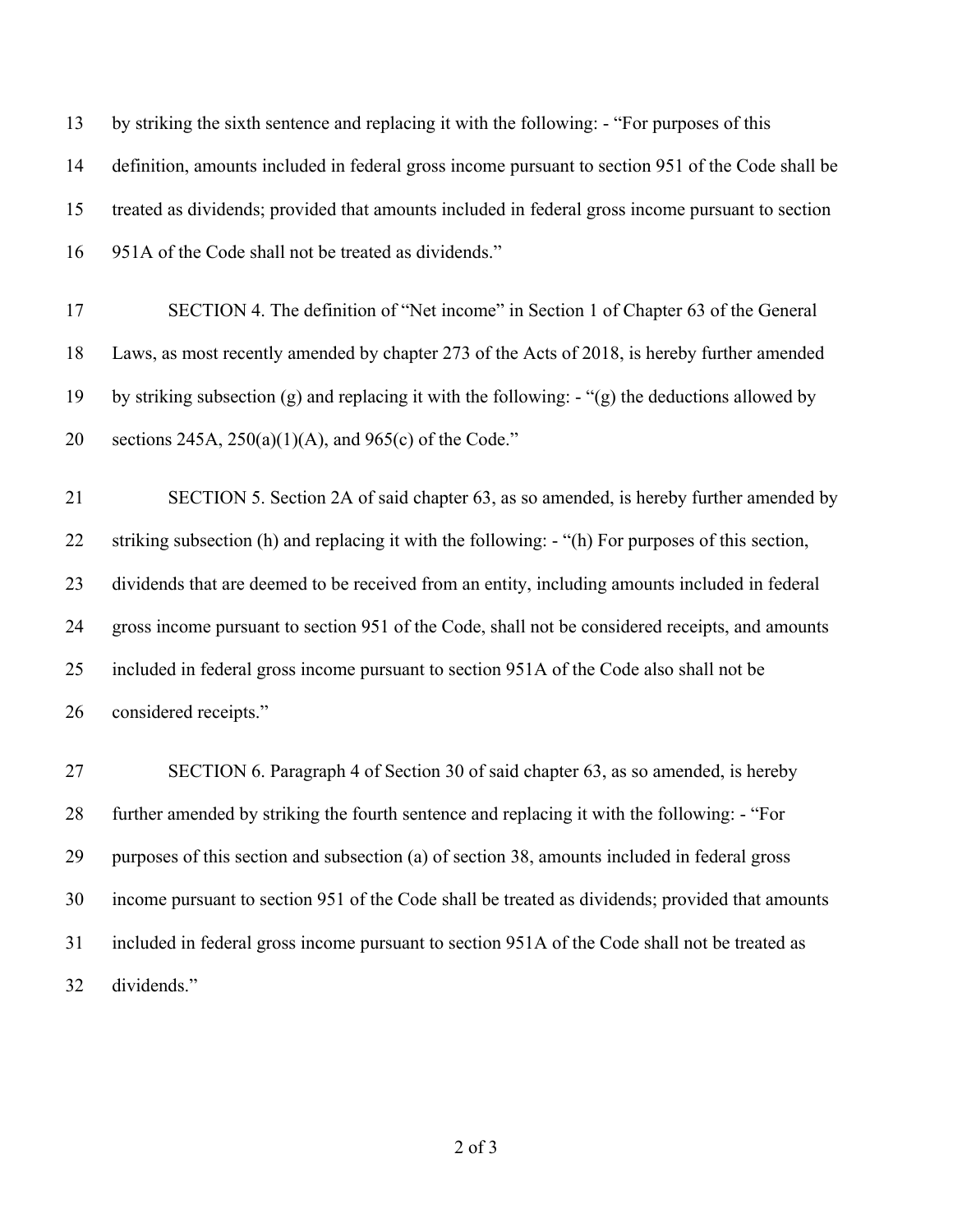by striking the sixth sentence and replacing it with the following: - "For purposes of this definition, amounts included in federal gross income pursuant to section 951 of the Code shall be treated as dividends; provided that amounts included in federal gross income pursuant to section 951A of the Code shall not be treated as dividends."

SECTION 4. The definition of "Net income" in Section 1 of Chapter 63 of the General Laws, as most recently amended by chapter 273 of the Acts of 2018, is hereby further amended by striking subsection (g) and replacing it with the following: - "(g) the deductions allowed by sections 245A, 250(a)(1)(A), and 965(c) of the Code."

SECTION 5. Section 2A of said chapter 63, as so amended, is hereby further amended by striking subsection (h) and replacing it with the following: - "(h) For purposes of this section, dividends that are deemed to be received from an entity, including amounts included in federal gross income pursuant to section 951 of the Code, shall not be considered receipts, and amounts included in federal gross income pursuant to section 951A of the Code also shall not be considered receipts."

SECTION 6. Paragraph 4 of Section 30 of said chapter 63, as so amended, is hereby further amended by striking the fourth sentence and replacing it with the following: - "For purposes of this section and subsection (a) of section 38, amounts included in federal gross income pursuant to section 951 of the Code shall be treated as dividends; provided that amounts included in federal gross income pursuant to section 951A of the Code shall not be treated as dividends."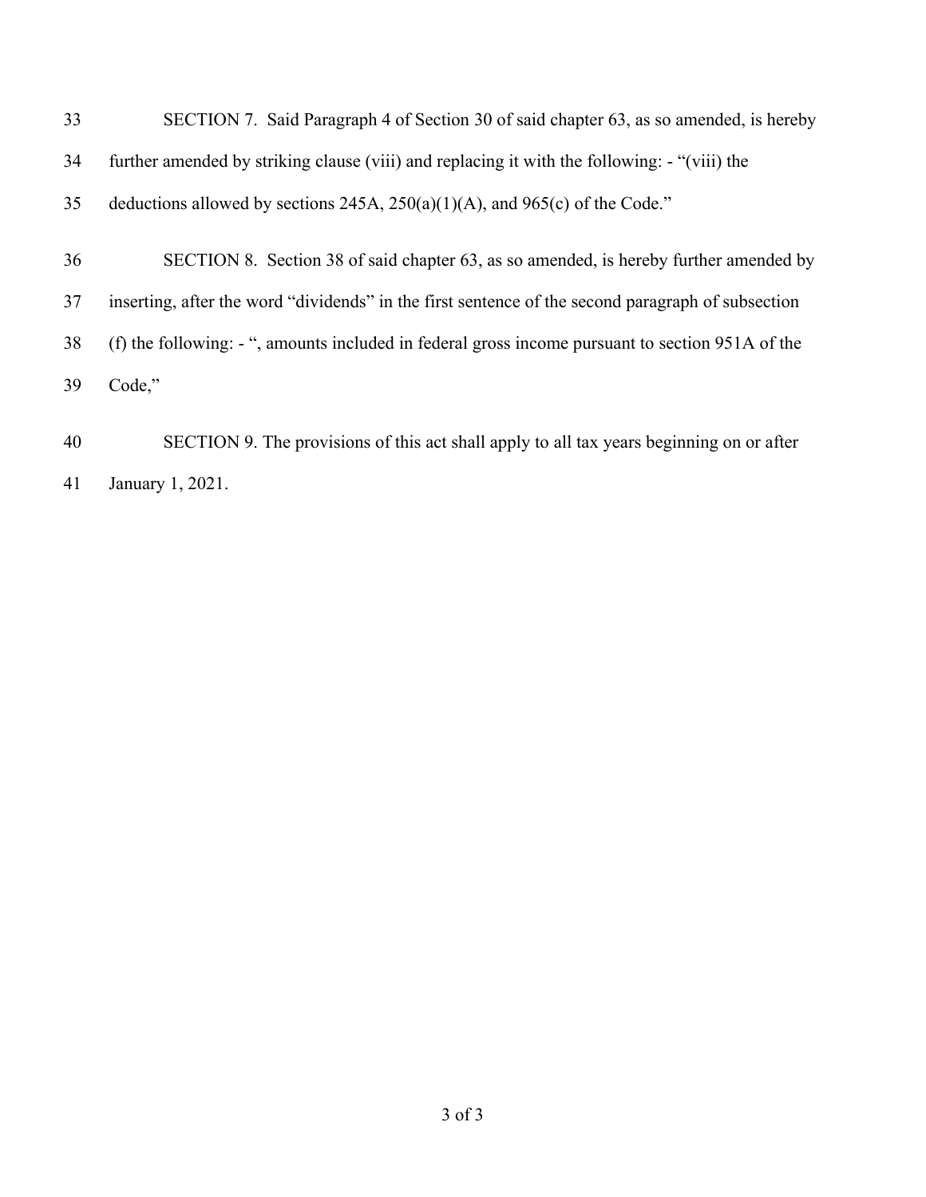SECTION 7. Said Paragraph 4 of Section 30 of said chapter 63, as so amended, is hereby further amended by striking clause (viii) and replacing it with the following: - "(viii) the deductions allowed by sections 245A, 250(a)(1)(A), and 965(c) of the Code."

SECTION 8. Section 38 of said chapter 63, as so amended, is hereby further amended by inserting, after the word "dividends" in the first sentence of the second paragraph of subsection (f) the following: - ", amounts included in federal gross income pursuant to section 951A of the Code,"

SECTION 9. The provisions of this act shall apply to all tax years beginning on or after January 1, 2021.